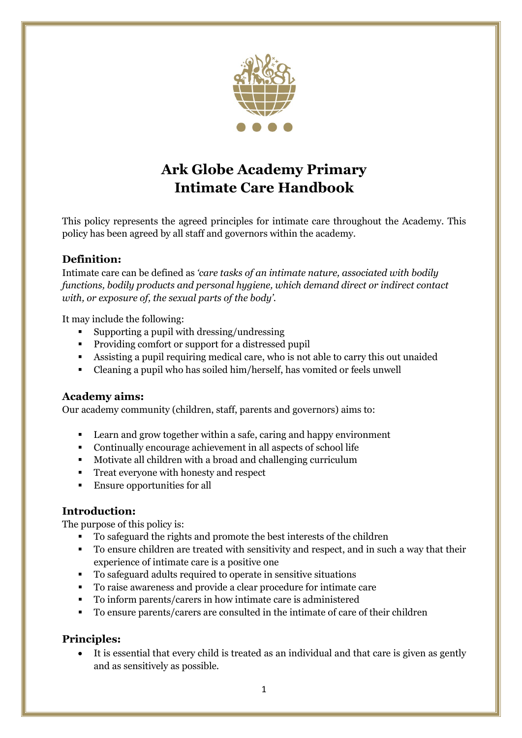# Ark Globe Academy Primary
# Intimate Care Handbook

This policy represents the agreed principles for intimate care throughout the Academy. This policy has been agreed by all staff and governors within the academy.

## Definition:

Intimate care can be defined as *'care tasks of an intimate nature, associated with bodily functions, bodily products and personal hygiene, which demand direct or indirect contact with, or exposure of, the sexual parts of the body'.*

It may include the following:

- Supporting a pupil with dressing/undressing
- Providing comfort or support for a distressed pupil
- Assisting a pupil requiring medical care, who is not able to carry this out unaided
- Cleaning a pupil who has soiled him/herself, has vomited or feels unwell

## Academy aims:

Our academy community (children, staff, parents and governors) aims to:

- Learn and grow together within a safe, caring and happy environment
- Continually encourage achievement in all aspects of school life
- Motivate all children with a broad and challenging curriculum
- Treat everyone with honesty and respect
- Ensure opportunities for all

## Introduction:

The purpose of this policy is:

- To safeguard the rights and promote the best interests of the children
- To ensure children are treated with sensitivity and respect, and in such a way that their experience of intimate care is a positive one
- To safeguard adults required to operate in sensitive situations
- To raise awareness and provide a clear procedure for intimate care
- To inform parents/carers in how intimate care is administered
- To ensure parents/carers are consulted in the intimate of care of their children

## Principles:

- It is essential that every child is treated as an individual and that care is given as gently and as sensitively as possible.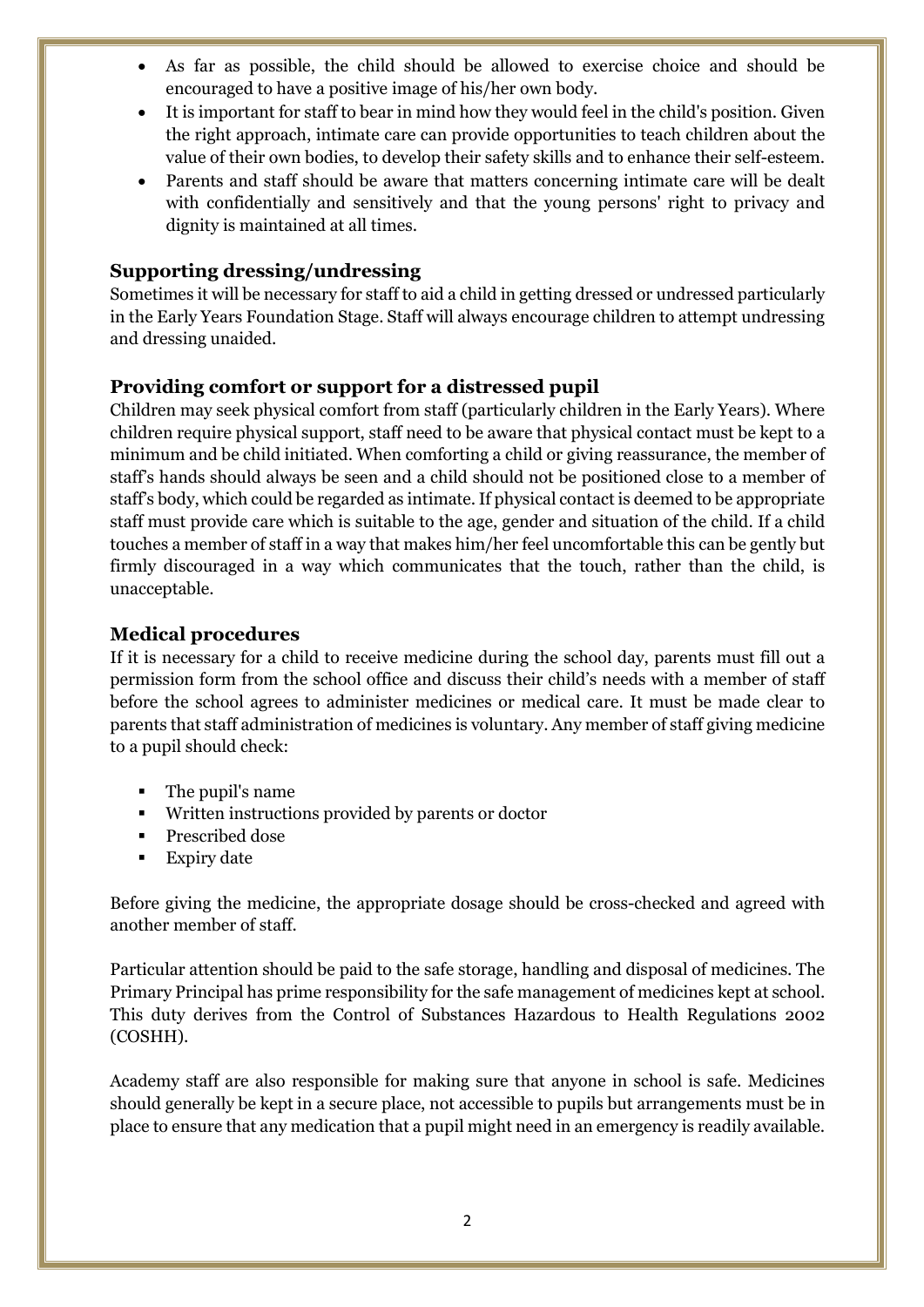- As far as possible, the child should be allowed to exercise choice and should be encouraged to have a positive image of his/her own body.
- It is important for staff to bear in mind how they would feel in the child's position. Given the right approach, intimate care can provide opportunities to teach children about the value of their own bodies, to develop their safety skills and to enhance their self-esteem.
- Parents and staff should be aware that matters concerning intimate care will be dealt with confidentially and sensitively and that the young persons' right to privacy and dignity is maintained at all times.

### Supporting dressing/undressing

Sometimes it will be necessary for staff to aid a child in getting dressed or undressed particularly in the Early Years Foundation Stage. Staff will always encourage children to attempt undressing and dressing unaided.

### Providing comfort or support for a distressed pupil

Children may seek physical comfort from staff (particularly children in the Early Years). Where children require physical support, staff need to be aware that physical contact must be kept to a minimum and be child initiated. When comforting a child or giving reassurance, the member of staff's hands should always be seen and a child should not be positioned close to a member of staff's body, which could be regarded as intimate. If physical contact is deemed to be appropriate staff must provide care which is suitable to the age, gender and situation of the child. If a child touches a member of staff in a way that makes him/her feel uncomfortable this can be gently but firmly discouraged in a way which communicates that the touch, rather than the child, is unacceptable.

### Medical procedures

If it is necessary for a child to receive medicine during the school day, parents must fill out a permission form from the school office and discuss their child's needs with a member of staff before the school agrees to administer medicines or medical care. It must be made clear to parents that staff administration of medicines is voluntary. Any member of staff giving medicine to a pupil should check:

- The pupil's name
- Written instructions provided by parents or doctor
- Prescribed dose
- Expiry date

Before giving the medicine, the appropriate dosage should be cross-checked and agreed with another member of staff.

Particular attention should be paid to the safe storage, handling and disposal of medicines. The Primary Principal has prime responsibility for the safe management of medicines kept at school. This duty derives from the Control of Substances Hazardous to Health Regulations 2002 (COSHH).

Academy staff are also responsible for making sure that anyone in school is safe. Medicines should generally be kept in a secure place, not accessible to pupils but arrangements must be in place to ensure that any medication that a pupil might need in an emergency is readily available.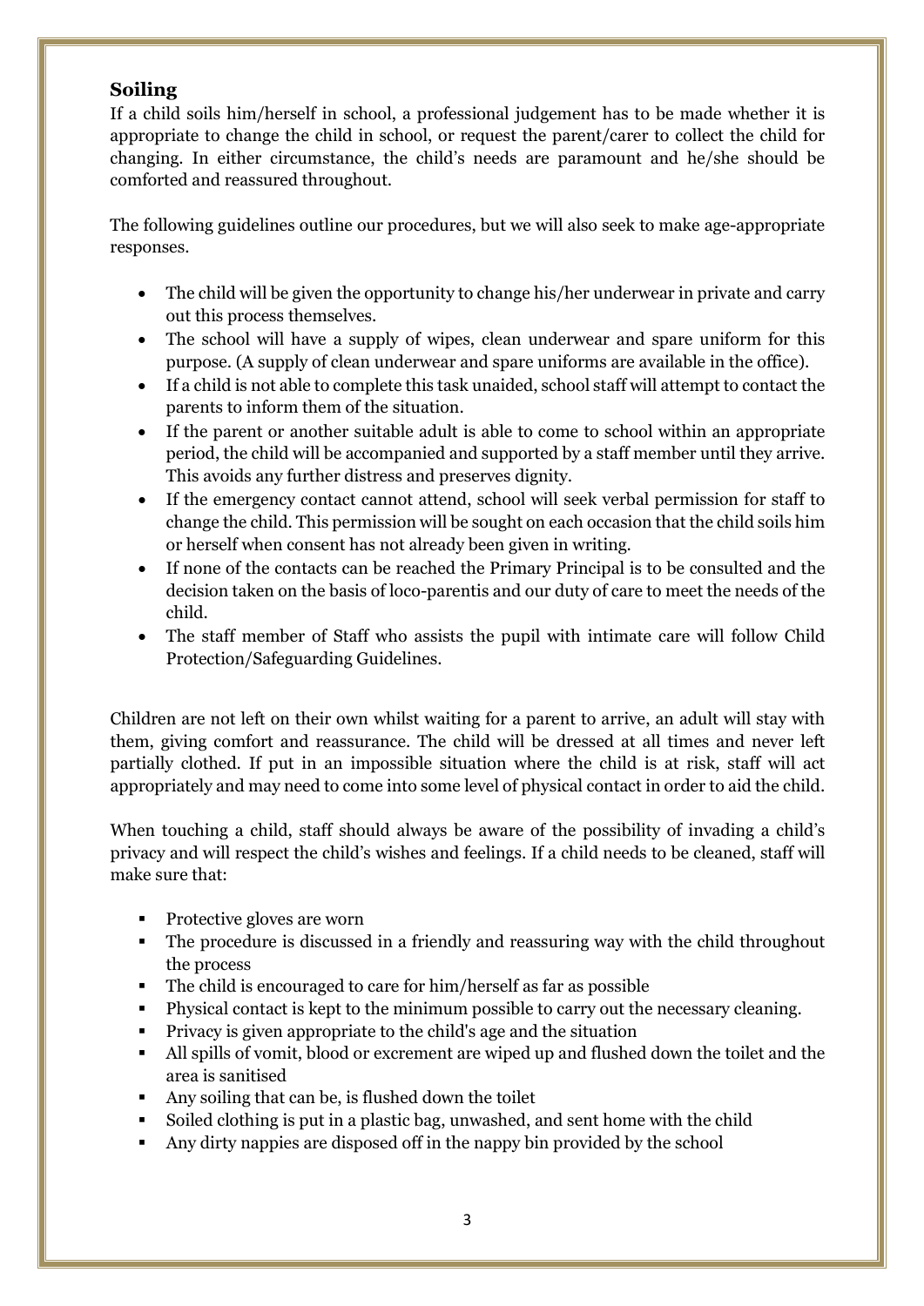## Soiling

If a child soils him/herself in school, a professional judgement has to be made whether it is appropriate to change the child in school, or request the parent/carer to collect the child for changing. In either circumstance, the child's needs are paramount and he/she should be comforted and reassured throughout.

The following guidelines outline our procedures, but we will also seek to make age-appropriate responses.

- The child will be given the opportunity to change his/her underwear in private and carry out this process themselves.
- The school will have a supply of wipes, clean underwear and spare uniform for this purpose. (A supply of clean underwear and spare uniforms are available in the office).
- If a child is not able to complete this task unaided, school staff will attempt to contact the parents to inform them of the situation.
- If the parent or another suitable adult is able to come to school within an appropriate period, the child will be accompanied and supported by a staff member until they arrive. This avoids any further distress and preserves dignity.
- If the emergency contact cannot attend, school will seek verbal permission for staff to change the child. This permission will be sought on each occasion that the child soils him or herself when consent has not already been given in writing.
- If none of the contacts can be reached the Primary Principal is to be consulted and the decision taken on the basis of loco-parentis and our duty of care to meet the needs of the child.
- The staff member of Staff who assists the pupil with intimate care will follow Child Protection/Safeguarding Guidelines.

Children are not left on their own whilst waiting for a parent to arrive, an adult will stay with them, giving comfort and reassurance. The child will be dressed at all times and never left partially clothed. If put in an impossible situation where the child is at risk, staff will act appropriately and may need to come into some level of physical contact in order to aid the child.

When touching a child, staff should always be aware of the possibility of invading a child's privacy and will respect the child's wishes and feelings. If a child needs to be cleaned, staff will make sure that:

- Protective gloves are worn
- The procedure is discussed in a friendly and reassuring way with the child throughout the process
- The child is encouraged to care for him/herself as far as possible
- Physical contact is kept to the minimum possible to carry out the necessary cleaning.
- Privacy is given appropriate to the child's age and the situation
- All spills of vomit, blood or excrement are wiped up and flushed down the toilet and the area is sanitised
- Any soiling that can be, is flushed down the toilet
- Soiled clothing is put in a plastic bag, unwashed, and sent home with the child
- Any dirty nappies are disposed off in the nappy bin provided by the school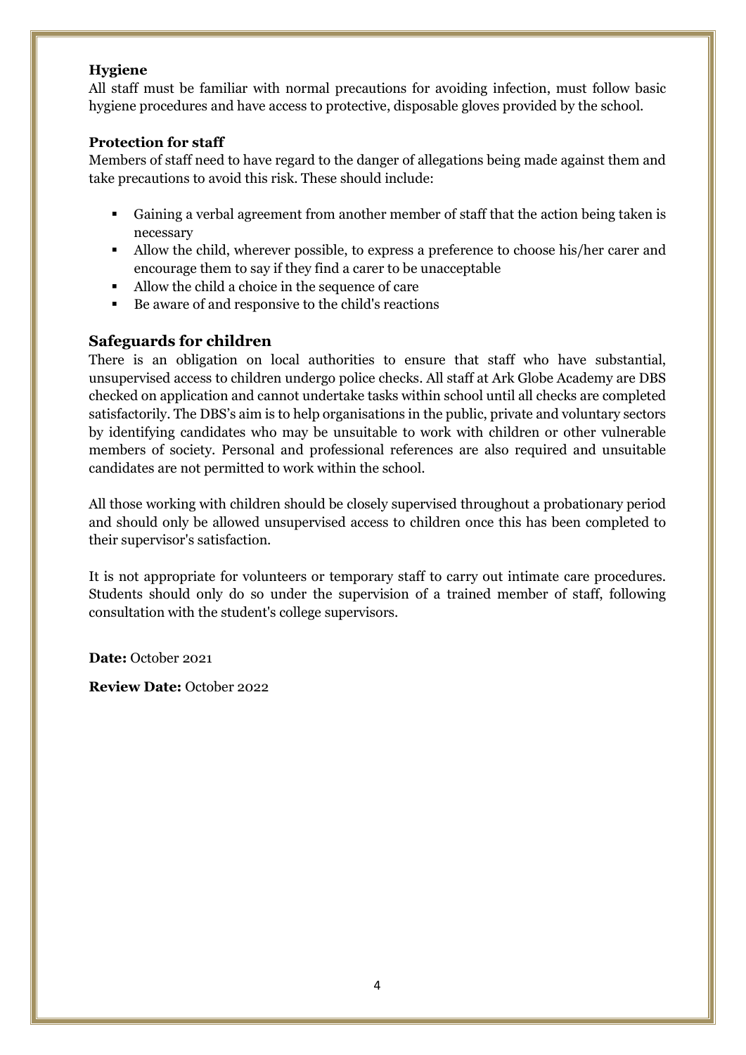**Hygiene**

All staff must be familiar with normal precautions for avoiding infection, must follow basic hygiene procedures and have access to protective, disposable gloves provided by the school.

**Protection for staff**

Members of staff need to have regard to the danger of allegations being made against them and take precautions to avoid this risk. These should include:

- Gaining a verbal agreement from another member of staff that the action being taken is necessary
- Allow the child, wherever possible, to express a preference to choose his/her carer and encourage them to say if they find a carer to be unacceptable
- Allow the child a choice in the sequence of care
- Be aware of and responsive to the child's reactions

## Safeguards for children

There is an obligation on local authorities to ensure that staff who have substantial, unsupervised access to children undergo police checks. All staff at Ark Globe Academy are DBS checked on application and cannot undertake tasks within school until all checks are completed satisfactorily. The DBS's aim is to help organisations in the public, private and voluntary sectors by identifying candidates who may be unsuitable to work with children or other vulnerable members of society. Personal and professional references are also required and unsuitable candidates are not permitted to work within the school.

All those working with children should be closely supervised throughout a probationary period and should only be allowed unsupervised access to children once this has been completed to their supervisor's satisfaction.

It is not appropriate for volunteers or temporary staff to carry out intimate care procedures. Students should only do so under the supervision of a trained member of staff, following consultation with the student's college supervisors.

**Date:** October 2021

**Review Date:** October 2022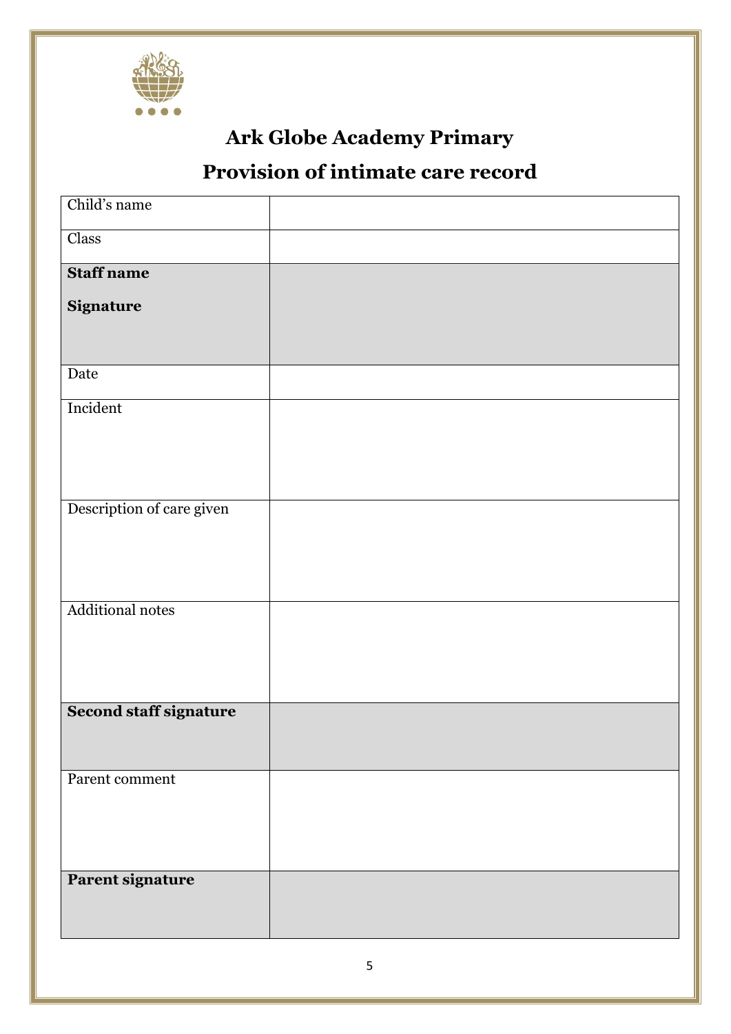# Ark Globe Academy Primary

## Provision of intimate care record

| | |
|---|---|
| Child's name | |
| Class | |
| **Staff name**<br><br>**Signature** | |
| Date | |
| Incident | |
| Description of care given | |
| Additional notes | |
| **Second staff signature** | |
| Parent comment | |
| **Parent signature** | |